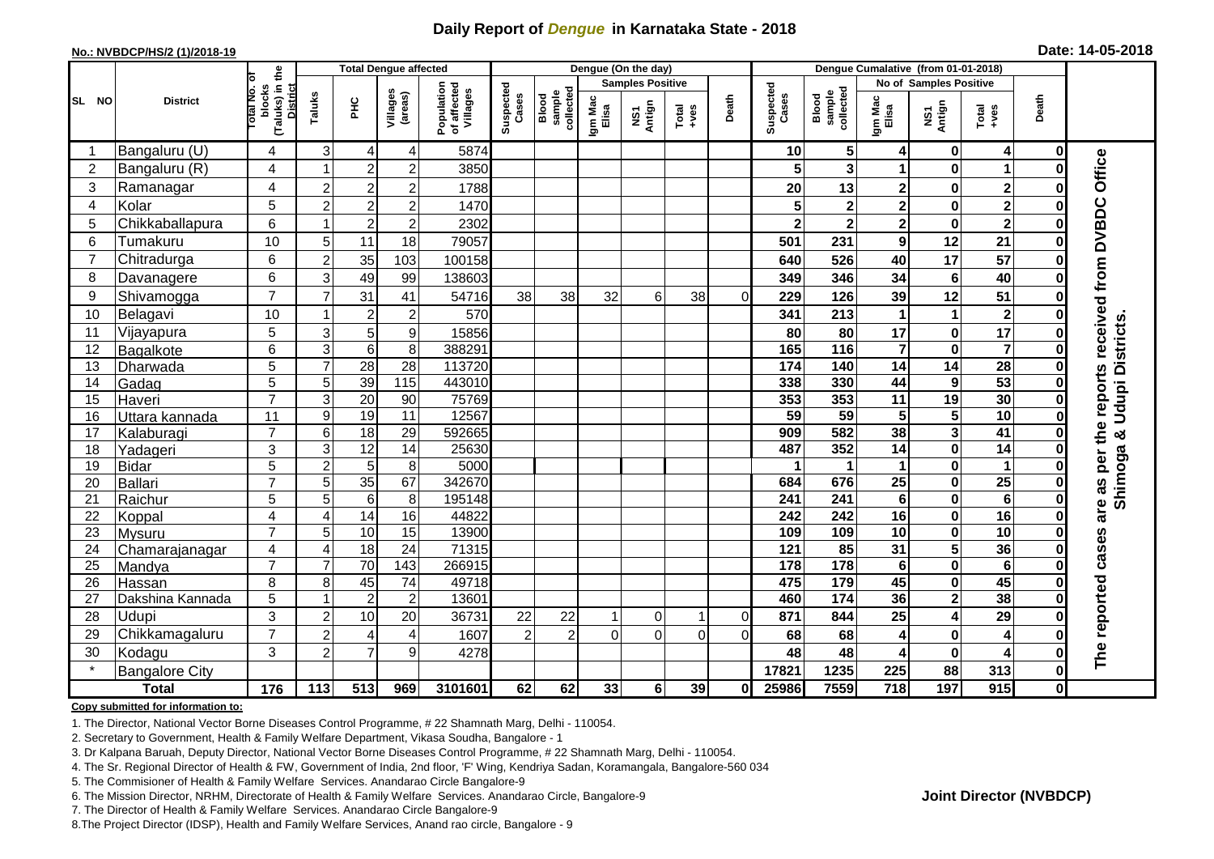# Daily Report of *Dengue* in Karnataka State - 2018

**No.: NVBDCP/HS/2 (1)/2018-19**

**Date: 14-05-2018**

| SL NO | District | Total No. of blocks (Taluks) in the District | Total Dengue affected | | | | Dengue (On the day) | | | | | | | Dengue Cumalative (from 01-01-2018) | | | | | | | |
|---|---|---|---|---|---|---|---|---|---|---|---|---|---|---|---|---|---|---|---|---|
| | | | Taluks | PHC | Villages (areas) | Population of affected Villages | Suspected Cases | Blood sample collected | Samples Positive | | | Death | Suspected Cases | Blood sample collected | No of Samples Positive | | | Death | |
| | | | | | | | | | Igm Mac Elisa | NS1 Antign | Total +ves | | | | Igm Mac Elisa | NS1 Antign | Total +ves | | |
| 1 | Bangaluru (U) | 4 | 3 | 4 | 4 | 5874 | | | | | | | 10 | 5 | 4 | 0 | 4 | 0 | The reported cases are as per the reports received from DVBDC Office Shimoga & Udupi Districts. |
| 2 | Bangaluru (R) | 4 | 1 | 2 | 2 | 3850 | | | | | | | 5 | 3 | 1 | 0 | 1 | 0 | |
| 3 | Ramanagar | 4 | 2 | 2 | 2 | 1788 | | | | | | | 20 | 13 | 2 | 0 | 2 | 0 | |
| 4 | Kolar | 5 | 2 | 2 | 2 | 1470 | | | | | | | 5 | 2 | 2 | 0 | 2 | 0 | |
| 5 | Chikkaballapura | 6 | 1 | 2 | 2 | 2302 | | | | | | | 2 | 2 | 2 | 0 | 2 | 0 | |
| 6 | Tumakuru | 10 | 5 | 11 | 18 | 79057 | | | | | | | 501 | 231 | 9 | 12 | 21 | 0 | |
| 7 | Chitradurga | 6 | 2 | 35 | 103 | 100158 | | | | | | | 640 | 526 | 40 | 17 | 57 | 0 | |
| 8 | Davanagere | 6 | 3 | 49 | 99 | 138603 | | | | | | | 349 | 346 | 34 | 6 | 40 | 0 | |
| 9 | Shivamogga | 7 | 7 | 31 | 41 | 54716 | 38 | 38 | 32 | 6 | 38 | 0 | 229 | 126 | 39 | 12 | 51 | 0 | |
| 10 | Belagavi | 10 | 1 | 2 | 2 | 570 | | | | | | | 341 | 213 | 1 | 1 | 2 | 0 | |
| 11 | Vijayapura | 5 | 3 | 5 | 9 | 15856 | | | | | | | 80 | 80 | 17 | 0 | 17 | 0 | |
| 12 | Bagalkote | 6 | 3 | 6 | 8 | 388291 | | | | | | | 165 | 116 | 7 | 0 | 7 | 0 | |
| 13 | Dharwada | 5 | 7 | 28 | 28 | 113720 | | | | | | | 174 | 140 | 14 | 14 | 28 | 0 | |
| 14 | Gadag | 5 | 5 | 39 | 115 | 443010 | | | | | | | 338 | 330 | 44 | 9 | 53 | 0 | |
| 15 | Haveri | 7 | 3 | 20 | 90 | 75769 | | | | | | | 353 | 353 | 11 | 19 | 30 | 0 | |
| 16 | Uttara kannada | 11 | 9 | 19 | 11 | 12567 | | | | | | | 59 | 59 | 5 | 5 | 10 | 0 | |
| 17 | Kalaburagi | 7 | 6 | 18 | 29 | 592665 | | | | | | | 909 | 582 | 38 | 3 | 41 | 0 | |
| 18 | Yadageri | 3 | 3 | 12 | 14 | 25630 | | | | | | | 487 | 352 | 14 | 0 | 14 | 0 | |
| 19 | Bidar | 5 | 2 | 5 | 8 | 5000 | | | | | | | 1 | 1 | 1 | 0 | 1 | 0 | |
| 20 | Ballari | 7 | 5 | 35 | 67 | 342670 | | | | | | | 684 | 676 | 25 | 0 | 25 | 0 | |
| 21 | Raichur | 5 | 5 | 6 | 8 | 195148 | | | | | | | 241 | 241 | 6 | 0 | 6 | 0 | |
| 22 | Koppal | 4 | 4 | 14 | 16 | 44822 | | | | | | | 242 | 242 | 16 | 0 | 16 | 0 | |
| 23 | Mysuru | 7 | 5 | 10 | 15 | 13900 | | | | | | | 109 | 109 | 10 | 0 | 10 | 0 | |
| 24 | Chamarajanagar | 4 | 4 | 18 | 24 | 71315 | | | | | | | 121 | 85 | 31 | 5 | 36 | 0 | |
| 25 | Mandya | 7 | 7 | 70 | 143 | 266915 | | | | | | | 178 | 178 | 6 | 0 | 6 | 0 | |
| 26 | Hassan | 8 | 8 | 45 | 74 | 49718 | | | | | | | 475 | 179 | 45 | 0 | 45 | 0 | |
| 27 | Dakshina Kannada | 5 | 1 | 2 | 2 | 13601 | | | | | | | 460 | 174 | 36 | 2 | 38 | 0 | |
| 28 | Udupi | 3 | 2 | 10 | 20 | 36731 | 22 | 22 | 1 | 0 | 1 | 0 | 871 | 844 | 25 | 4 | 29 | 0 | |
| 29 | Chikkamagaluru | 7 | 2 | 4 | 4 | 1607 | 2 | 2 | 0 | 0 | 0 | 0 | 68 | 68 | 4 | 0 | 4 | 0 | |
| 30 | Kodagu | 3 | 2 | 7 | 9 | 4278 | | | | | | | 48 | 48 | 4 | 0 | 4 | 0 | |
| * | Bangalore City | | | | | | | | | | | | 17821 | 1235 | 225 | 88 | 313 | 0 | |
| **Total** | | **176** | **113** | **513** | **969** | **3101601** | **62** | **62** | **33** | **6** | **39** | **0** | **25986** | **7559** | **718** | **197** | **915** | **0** | |

**Copy submitted for information to:**

1. The Director, National Vector Borne Diseases Control Programme, # 22 Shamnath Marg, Delhi - 110054.
2. Secretary to Government, Health & Family Welfare Department, Vikasa Soudha, Bangalore - 1
3. Dr Kalpana Baruah, Deputy Director, National Vector Borne Diseases Control Programme, # 22 Shamnath Marg, Delhi - 110054.
4. The Sr. Regional Director of Health & FW, Government of India, 2nd floor, 'F' Wing, Kendriya Sadan, Koramangala, Bangalore-560 034
5. The Commisioner of Health & Family Welfare Services. Anandarao Circle Bangalore-9
6. The Mission Director, NRHM, Directorate of Health & Family Welfare Services. Anandarao Circle, Bangalore-9
7. The Director of Health & Family Welfare Services. Anandarao Circle Bangalore-9
8. The Project Director (IDSP), Health and Family Welfare Services, Anand rao circle, Bangalore - 9

**Joint Director (NVBDCP)**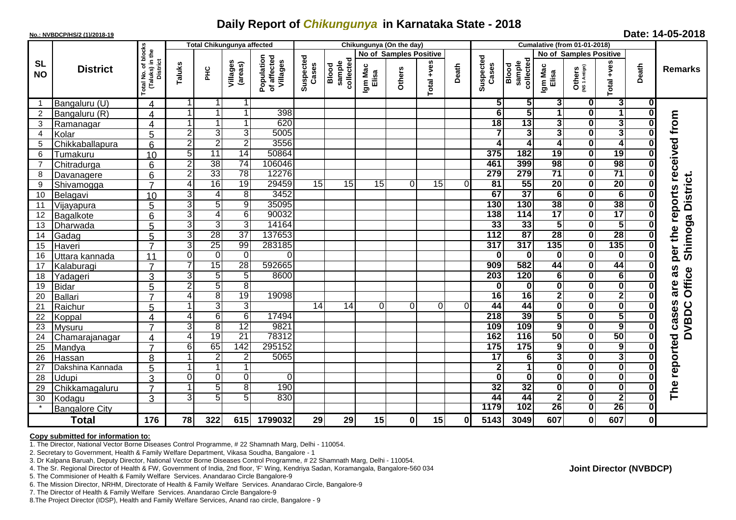# Daily Report of *Chikungunya* in Karnataka State - 2018

**No.: NVBDCP/HS/2 (1)/2018-19**

**Date: 14-05-2018**

| SL NO | District | Total No. of blocks (Taluks) in the District | Total Chikungunya affected | | | | Chikungunya (On the day) | | | | | | | Cumalative (from 01-01-2018) | | | | | | | Remarks |
|---|---|---|---|---|---|---|---|---|---|---|---|---|---|---|---|---|---|---|---|---|---|
| | | | Taluks | PHC | Villages (areas) | Population of affected Villages | Suspected Cases | Blood sample collected | No of Samples Positive | | | Death | Suspected Cases | Blood sample collected | No of Samples Positive | | | Death | |
| | | | | | | | | | Igm Mac Elisa | Others | Total +ves | | | | Igm Mac Elisa | Others (NS 1 Antign) | Total +ves | | |
| 1 | Bangaluru (U) | 4 | 1 | 1 | 1 | | | | | | | | 5 | 5 | 3 | 0 | 3 | 0 | The reported cases are as per the reports received from DVBDC Office Shimoga District. |
| 2 | Bangaluru (R) | 4 | 1 | 1 | 1 | 398 | | | | | | | 6 | 5 | 1 | 0 | 1 | 0 | |
| 3 | Ramanagar | 4 | 1 | 1 | 1 | 620 | | | | | | | 18 | 13 | 3 | 0 | 3 | 0 | |
| 4 | Kolar | 5 | 2 | 3 | 3 | 5005 | | | | | | | 7 | 3 | 3 | 0 | 3 | 0 | |
| 5 | Chikkaballapura | 6 | 2 | 2 | 2 | 3556 | | | | | | | 4 | 4 | 4 | 0 | 4 | 0 | |
| 6 | Tumakuru | 10 | 5 | 11 | 14 | 50864 | | | | | | | 375 | 182 | 19 | 0 | 19 | 0 | |
| 7 | Chitradurga | 6 | 2 | 38 | 74 | 106046 | | | | | | | 461 | 399 | 98 | 0 | 98 | 0 | |
| 8 | Davanagere | 6 | 2 | 33 | 78 | 12276 | | | | | | | 279 | 279 | 71 | 0 | 71 | 0 | |
| 9 | Shivamogga | 7 | 4 | 16 | 19 | 29459 | 15 | 15 | 15 | 0 | 15 | 0 | 81 | 55 | 20 | 0 | 20 | 0 | |
| 10 | Belagavi | 10 | 3 | 4 | 8 | 3452 | | | | | | | 67 | 37 | 6 | 0 | 6 | 0 | |
| 11 | Vijayapura | 5 | 3 | 5 | 9 | 35095 | | | | | | | 130 | 130 | 38 | 0 | 38 | 0 | |
| 12 | Bagalkote | 6 | 3 | 4 | 6 | 90032 | | | | | | | 138 | 114 | 17 | 0 | 17 | 0 | |
| 13 | Dharwada | 5 | 3 | 3 | 3 | 14164 | | | | | | | 33 | 33 | 5 | 0 | 5 | 0 | |
| 14 | Gadag | 5 | 3 | 28 | 37 | 137653 | | | | | | | 112 | 87 | 28 | 0 | 28 | 0 | |
| 15 | Haveri | 7 | 3 | 25 | 99 | 283185 | | | | | | | 317 | 317 | 135 | 0 | 135 | 0 | |
| 16 | Uttara kannada | 11 | 0 | 0 | 0 | 0 | | | | | | | 0 | 0 | 0 | 0 | 0 | 0 | |
| 17 | Kalaburagi | 7 | 7 | 15 | 28 | 592665 | | | | | | | 909 | 582 | 44 | 0 | 44 | 0 | |
| 18 | Yadageri | 3 | 3 | 5 | 5 | 8600 | | | | | | | 203 | 120 | 6 | 0 | 6 | 0 | |
| 19 | Bidar | 5 | 2 | 5 | 8 | | | | | | | | 0 | 0 | 0 | 0 | 0 | 0 | |
| 20 | Ballari | 7 | 4 | 8 | 19 | 19098 | | | | | | | 16 | 16 | 2 | 0 | 2 | 0 | |
| 21 | Raichur | 5 | 1 | 3 | 3 | | 14 | 14 | 0 | 0 | 0 | 0 | 44 | 44 | 0 | 0 | 0 | 0 | |
| 22 | Koppal | 4 | 4 | 6 | 6 | 17494 | | | | | | | 218 | 39 | 5 | 0 | 5 | 0 | |
| 23 | Mysuru | 7 | 3 | 8 | 12 | 9821 | | | | | | | 109 | 109 | 9 | 0 | 9 | 0 | |
| 24 | Chamarajanagar | 4 | 4 | 19 | 21 | 78312 | | | | | | | 162 | 116 | 50 | 0 | 50 | 0 | |
| 25 | Mandya | 7 | 6 | 65 | 142 | 295152 | | | | | | | 175 | 175 | 9 | 0 | 9 | 0 | |
| 26 | Hassan | 8 | 1 | 2 | 2 | 5065 | | | | | | | 17 | 6 | 3 | 0 | 3 | 0 | |
| 27 | Dakshina Kannada | 5 | 1 | 1 | 1 | | | | | | | | 2 | 1 | 0 | 0 | 0 | 0 | |
| 28 | Udupi | 3 | 0 | 0 | 0 | 0 | | | | | | | 0 | 0 | 0 | 0 | 0 | 0 | |
| 29 | Chikkamagaluru | 7 | 1 | 5 | 8 | 190 | | | | | | | 32 | 32 | 0 | 0 | 0 | 0 | |
| 30 | Kodagu | 3 | 3 | 5 | 5 | 830 | | | | | | | 44 | 44 | 2 | 0 | 2 | 0 | |
| * | Bangalore City | | | | | | | | | | | | 1179 | 102 | 26 | 0 | 26 | 0 | |
| **Total** | | **176** | **78** | **322** | **615** | **1799032** | **29** | **29** | **15** | **0** | **15** | **0** | **5143** | **3049** | **607** | **0** | **607** | **0** | |

**Copy submitted for information to:**

1. The Director, National Vector Borne Diseases Control Programme, # 22 Shamnath Marg, Delhi - 110054.
2. Secretary to Government, Health & Family Welfare Department, Vikasa Soudha, Bangalore - 1
3. Dr Kalpana Baruah, Deputy Director, National Vector Borne Diseases Control Programme, # 22 Shamnath Marg, Delhi - 110054.
4. The Sr. Regional Director of Health & FW, Government of India, 2nd floor, 'F' Wing, Kendriya Sadan, Koramangala, Bangalore-560 034
5. The Commisioner of Health & Family Welfare Services. Anandarao Circle Bangalore-9
6. The Mission Director, NRHM, Directorate of Health & Family Welfare Services. Anandarao Circle, Bangalore-9
7. The Director of Health & Family Welfare Services. Anandarao Circle Bangalore-9
8. The Project Director (IDSP), Health and Family Welfare Services, Anand rao circle, Bangalore - 9

**Joint Director (NVBDCP)**